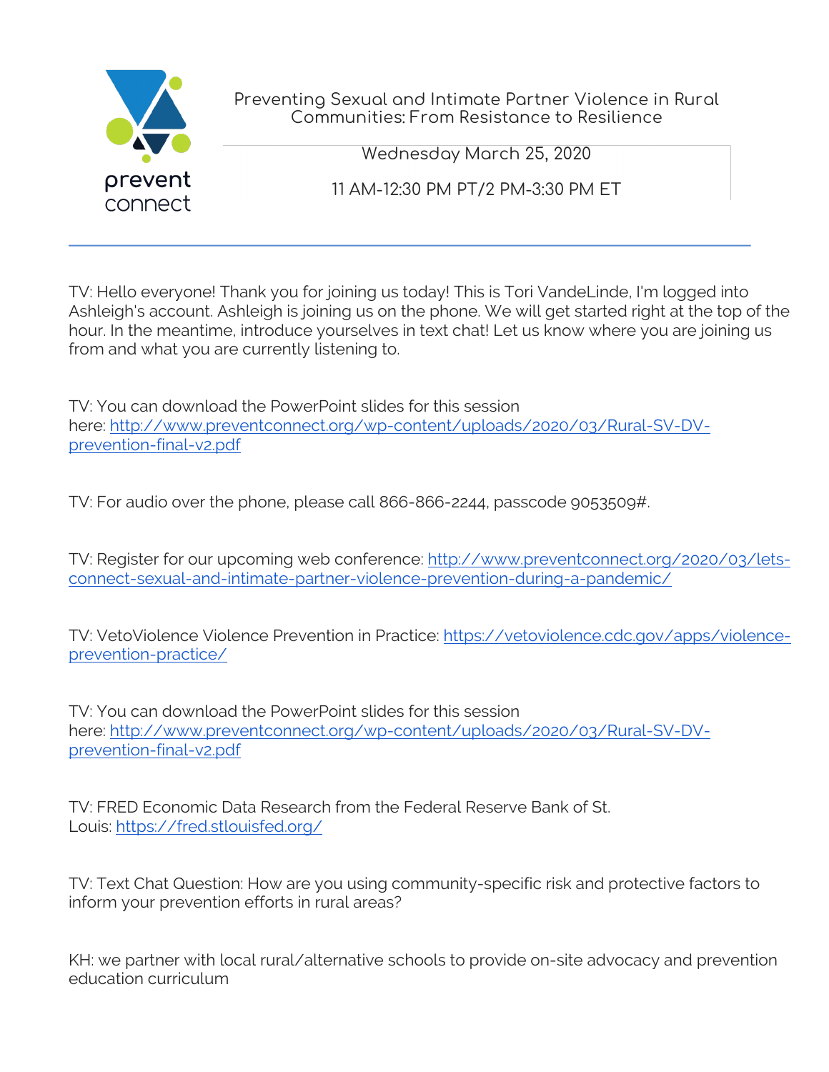prevent connect

Preventing Sexual and Intimate Partner Violence in Rural Communities: From Resistance to Resilience

Wednesday March 25, 2020

11 AM-12:30 PM PT/2 PM-3:30 PM ET

---

TV: Hello everyone! Thank you for joining us today! This is Tori VandeLinde, I'm logged into Ashleigh's account. Ashleigh is joining us on the phone. We will get started right at the top of the hour. In the meantime, introduce yourselves in text chat! Let us know where you are joining us from and what you are currently listening to.

TV: You can download the PowerPoint slides for this session here: [http://www.preventconnect.org/wp-content/uploads/2020/03/Rural-SV-DV-prevention-final-v2.pdf](http://www.preventconnect.org/wp-content/uploads/2020/03/Rural-SV-DV-prevention-final-v2.pdf)

TV: For audio over the phone, please call 866-866-2244, passcode 9053509#.

TV: Register for our upcoming web conference: [http://www.preventconnect.org/2020/03/lets-connect-sexual-and-intimate-partner-violence-prevention-during-a-pandemic/](http://www.preventconnect.org/2020/03/lets-connect-sexual-and-intimate-partner-violence-prevention-during-a-pandemic/)

TV: VetoViolence Violence Prevention in Practice: [https://vetoviolence.cdc.gov/apps/violence-prevention-practice/](https://vetoviolence.cdc.gov/apps/violence-prevention-practice/)

TV: You can download the PowerPoint slides for this session here: [http://www.preventconnect.org/wp-content/uploads/2020/03/Rural-SV-DV-prevention-final-v2.pdf](http://www.preventconnect.org/wp-content/uploads/2020/03/Rural-SV-DV-prevention-final-v2.pdf)

TV: FRED Economic Data Research from the Federal Reserve Bank of St. Louis: [https://fred.stlouisfed.org/](https://fred.stlouisfed.org/)

TV: Text Chat Question: How are you using community-specific risk and protective factors to inform your prevention efforts in rural areas?

KH: we partner with local rural/alternative schools to provide on-site advocacy and prevention education curriculum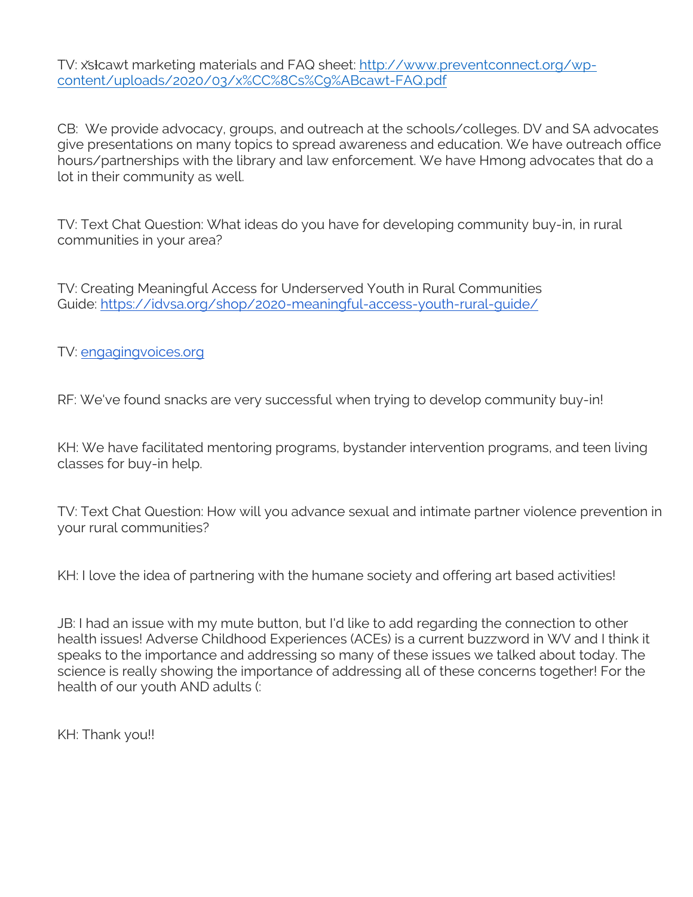TV: x̌sƚcawt marketing materials and FAQ sheet: [http://www.preventconnect.org/wp-content/uploads/2020/03/x%CC%8Cs%C9%ABcawt-FAQ.pdf](http://www.preventconnect.org/wp-content/uploads/2020/03/x%CC%8Cs%C9%ABcawt-FAQ.pdf)

CB: We provide advocacy, groups, and outreach at the schools/colleges. DV and SA advocates give presentations on many topics to spread awareness and education. We have outreach office hours/partnerships with the library and law enforcement. We have Hmong advocates that do a lot in their community as well.

TV: Text Chat Question: What ideas do you have for developing community buy-in, in rural communities in your area?

TV: Creating Meaningful Access for Underserved Youth in Rural Communities Guide: [https://idvsa.org/shop/2020-meaningful-access-youth-rural-guide/](https://idvsa.org/shop/2020-meaningful-access-youth-rural-guide/)

TV: [engagingvoices.org](engagingvoices.org)

RF: We've found snacks are very successful when trying to develop community buy-in!

KH: We have facilitated mentoring programs, bystander intervention programs, and teen living classes for buy-in help.

TV: Text Chat Question: How will you advance sexual and intimate partner violence prevention in your rural communities?

KH: I love the idea of partnering with the humane society and offering art based activities!

JB: I had an issue with my mute button, but I'd like to add regarding the connection to other health issues! Adverse Childhood Experiences (ACEs) is a current buzzword in WV and I think it speaks to the importance and addressing so many of these issues we talked about today. The science is really showing the importance of addressing all of these concerns together! For the health of our youth AND adults (:

KH: Thank you!!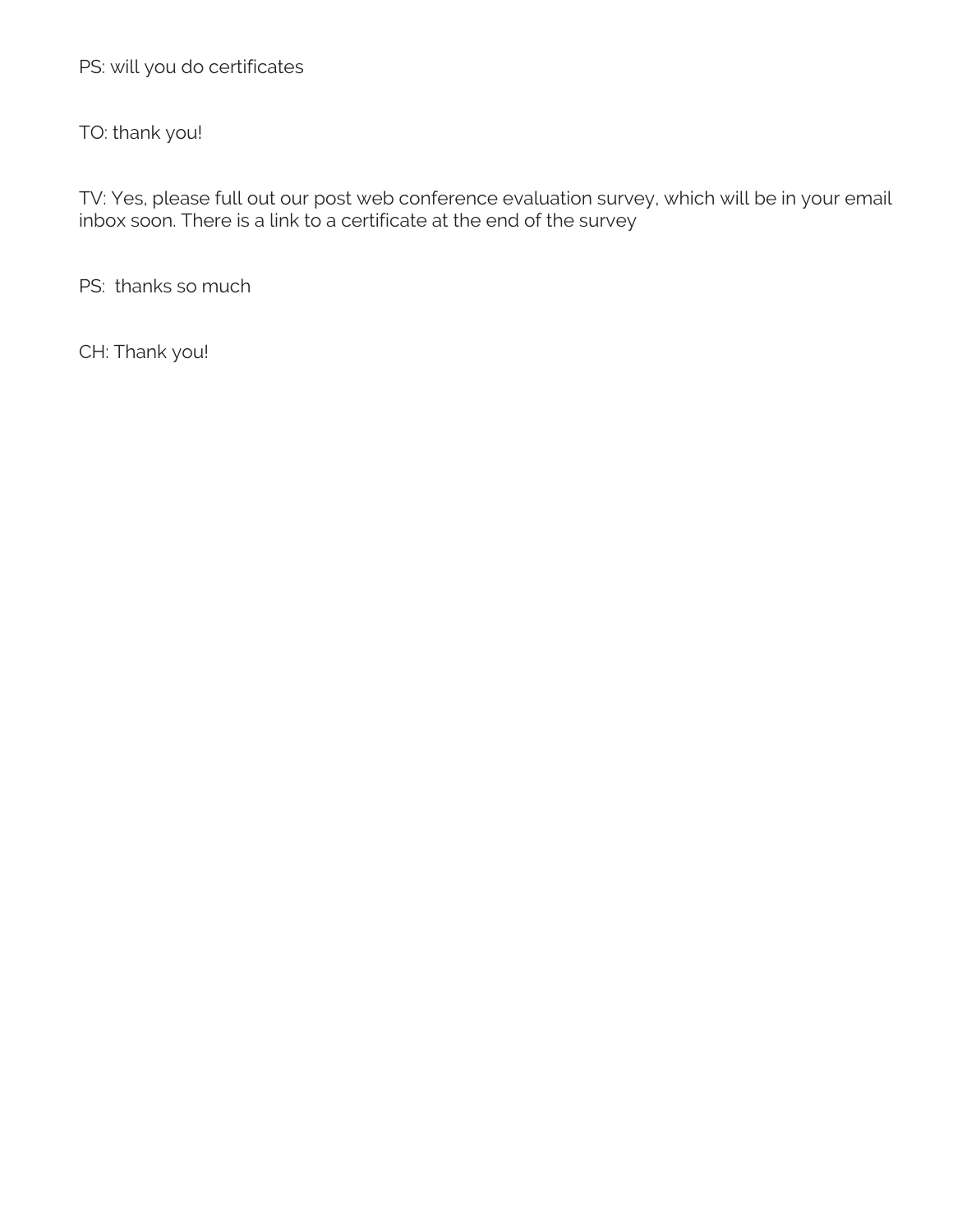PS: will you do certificates

TO: thank you!

TV: Yes, please full out our post web conference evaluation survey, which will be in your email inbox soon. There is a link to a certificate at the end of the survey

PS:  thanks so much

CH: Thank you!